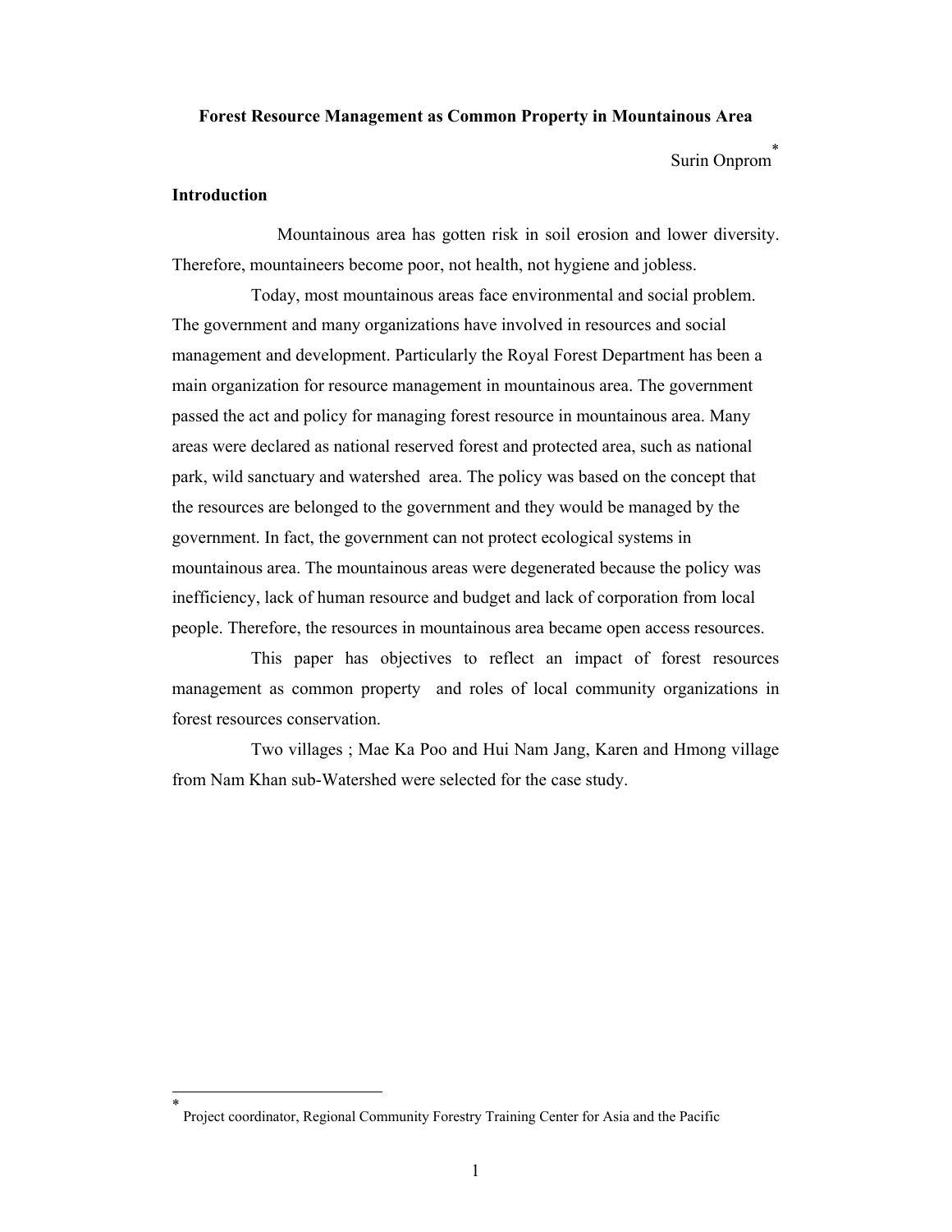# Forest Resource Management as Common Property in Mountainous Area

Surin Onprom[*]

## Introduction

Mountainous area has gotten risk in soil erosion and lower diversity. Therefore, mountaineers become poor, not health, not hygiene and jobless.

Today, most mountainous areas face environmental and social problem. The government and many organizations have involved in resources and social management and development. Particularly the Royal Forest Department has been a main organization for resource management in mountainous area. The government passed the act and policy for managing forest resource in mountainous area. Many areas were declared as national reserved forest and protected area, such as national park, wild sanctuary and watershed area. The policy was based on the concept that the resources are belonged to the government and they would be managed by the government. In fact, the government can not protect ecological systems in mountainous area. The mountainous areas were degenerated because the policy was inefficiency, lack of human resource and budget and lack of corporation from local people. Therefore, the resources in mountainous area became open access resources.

This paper has objectives to reflect an impact of forest resources management as common property and roles of local community organizations in forest resources conservation.

Two villages ; Mae Ka Poo and Hui Nam Jang, Karen and Hmong village from Nam Khan sub-Watershed were selected for the case study.

---

[*] Project coordinator, Regional Community Forestry Training Center for Asia and the Pacific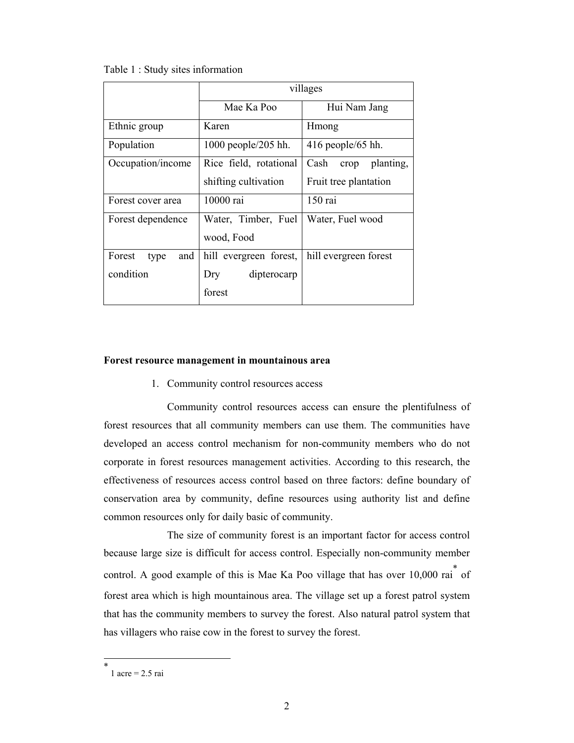Table 1 : Study sites information

| | villages | |
|---|---|---|
| | Mae Ka Poo | Hui Nam Jang |
| Ethnic group | Karen | Hmong |
| Population | 1000 people/205 hh. | 416 people/65 hh. |
| Occupation/income | Rice field, rotational shifting cultivation | Cash crop planting, Fruit tree plantation |
| Forest cover area | 10000 rai | 150 rai |
| Forest dependence | Water, Timber, Fuel wood, Food | Water, Fuel wood |
| Forest type and condition | hill evergreen forest, Dry dipterocarp forest | hill evergreen forest |

**Forest resource management in mountainous area**

1. Community control resources access

Community control resources access can ensure the plentifulness of forest resources that all community members can use them. The communities have developed an access control mechanism for non-community members who do not corporate in forest resources management activities. According to this research, the effectiveness of resources access control based on three factors: define boundary of conservation area by community, define resources using authority list and define common resources only for daily basic of community.

The size of community forest is an important factor for access control because large size is difficult for access control. Especially non-community member control. A good example of this is Mae Ka Poo village that has over 10,000 rai* of forest area which is high mountainous area. The village set up a forest patrol system that has the community members to survey the forest. Also natural patrol system that has villagers who raise cow in the forest to survey the forest.

* 1 acre = 2.5 rai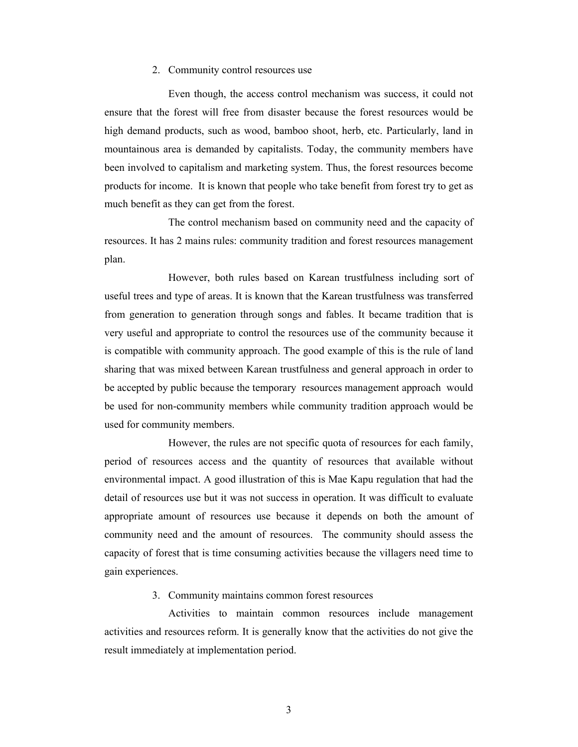2. Community control resources use

Even though, the access control mechanism was success, it could not ensure that the forest will free from disaster because the forest resources would be high demand products, such as wood, bamboo shoot, herb, etc. Particularly, land in mountainous area is demanded by capitalists. Today, the community members have been involved to capitalism and marketing system. Thus, the forest resources become products for income. It is known that people who take benefit from forest try to get as much benefit as they can get from the forest.

The control mechanism based on community need and the capacity of resources. It has 2 mains rules: community tradition and forest resources management plan.

However, both rules based on Karean trustfulness including sort of useful trees and type of areas. It is known that the Karean trustfulness was transferred from generation to generation through songs and fables. It became tradition that is very useful and appropriate to control the resources use of the community because it is compatible with community approach. The good example of this is the rule of land sharing that was mixed between Karean trustfulness and general approach in order to be accepted by public because the temporary resources management approach would be used for non-community members while community tradition approach would be used for community members.

However, the rules are not specific quota of resources for each family, period of resources access and the quantity of resources that available without environmental impact. A good illustration of this is Mae Kapu regulation that had the detail of resources use but it was not success in operation. It was difficult to evaluate appropriate amount of resources use because it depends on both the amount of community need and the amount of resources. The community should assess the capacity of forest that is time consuming activities because the villagers need time to gain experiences.

3. Community maintains common forest resources

Activities to maintain common resources include management activities and resources reform. It is generally know that the activities do not give the result immediately at implementation period.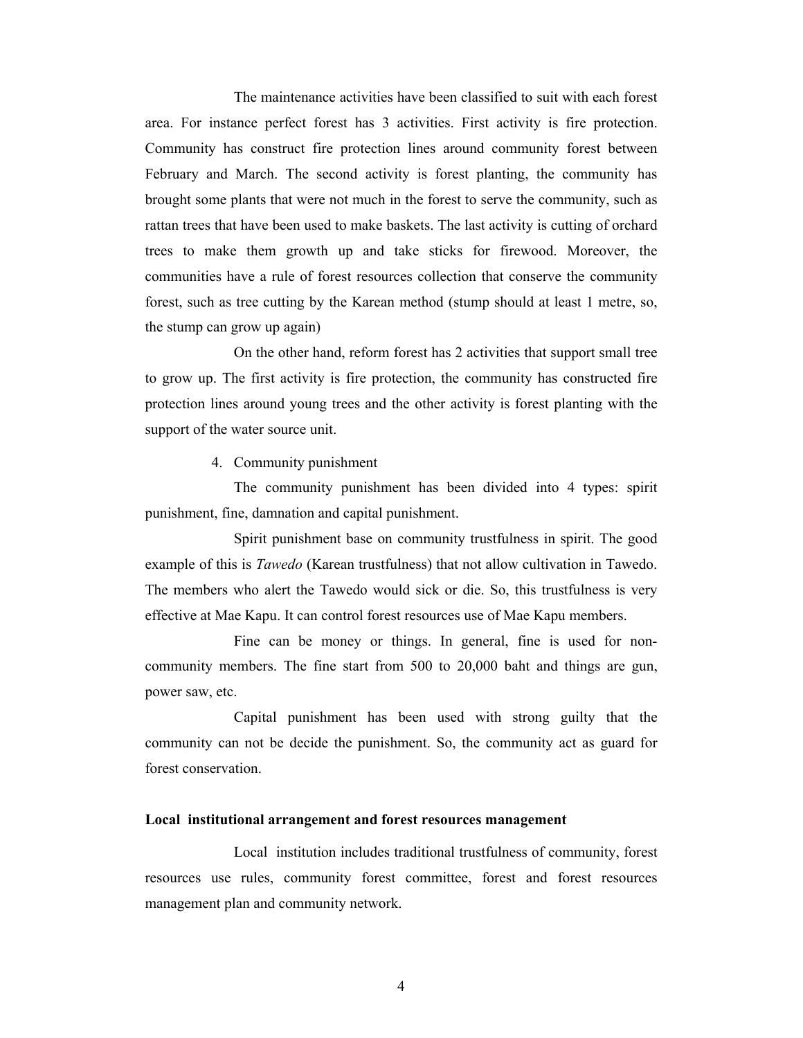The maintenance activities have been classified to suit with each forest area. For instance perfect forest has 3 activities. First activity is fire protection. Community has construct fire protection lines around community forest between February and March. The second activity is forest planting, the community has brought some plants that were not much in the forest to serve the community, such as rattan trees that have been used to make baskets. The last activity is cutting of orchard trees to make them growth up and take sticks for firewood. Moreover, the communities have a rule of forest resources collection that conserve the community forest, such as tree cutting by the Karean method (stump should at least 1 metre, so, the stump can grow up again)

On the other hand, reform forest has 2 activities that support small tree to grow up. The first activity is fire protection, the community has constructed fire protection lines around young trees and the other activity is forest planting with the support of the water source unit.

4. Community punishment

The community punishment has been divided into 4 types: spirit punishment, fine, damnation and capital punishment.

Spirit punishment base on community trustfulness in spirit. The good example of this is *Tawedo* (Karean trustfulness) that not allow cultivation in Tawedo. The members who alert the Tawedo would sick or die. So, this trustfulness is very effective at Mae Kapu. It can control forest resources use of Mae Kapu members.

Fine can be money or things. In general, fine is used for non-community members. The fine start from 500 to 20,000 baht and things are gun, power saw, etc.

Capital punishment has been used with strong guilty that the community can not be decide the punishment. So, the community act as guard for forest conservation.

**Local institutional arrangement and forest resources management**

Local institution includes traditional trustfulness of community, forest resources use rules, community forest committee, forest and forest resources management plan and community network.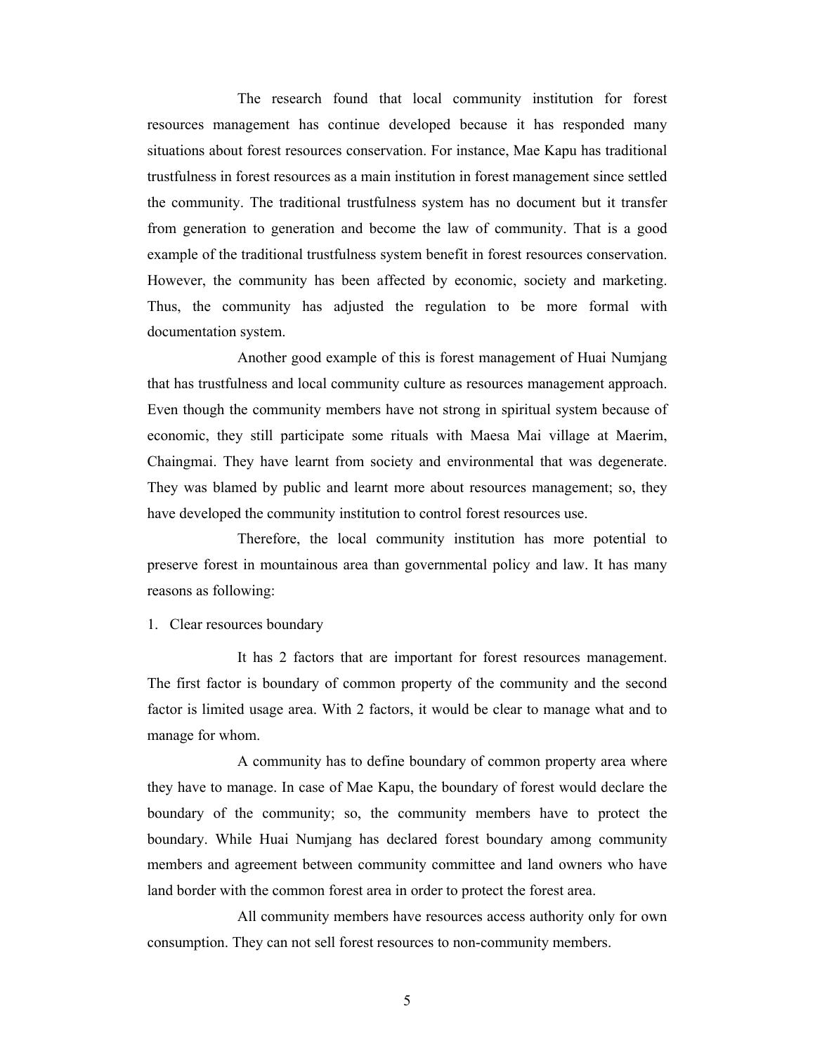The research found that local community institution for forest resources management has continue developed because it has responded many situations about forest resources conservation. For instance, Mae Kapu has traditional trustfulness in forest resources as a main institution in forest management since settled the community. The traditional trustfulness system has no document but it transfer from generation to generation and become the law of community. That is a good example of the traditional trustfulness system benefit in forest resources conservation. However, the community has been affected by economic, society and marketing. Thus, the community has adjusted the regulation to be more formal with documentation system.

Another good example of this is forest management of Huai Numjang that has trustfulness and local community culture as resources management approach. Even though the community members have not strong in spiritual system because of economic, they still participate some rituals with Maesa Mai village at Maerim, Chaingmai. They have learnt from society and environmental that was degenerate. They was blamed by public and learnt more about resources management; so, they have developed the community institution to control forest resources use.

Therefore, the local community institution has more potential to preserve forest in mountainous area than governmental policy and law. It has many reasons as following:

1. Clear resources boundary

It has 2 factors that are important for forest resources management. The first factor is boundary of common property of the community and the second factor is limited usage area. With 2 factors, it would be clear to manage what and to manage for whom.

A community has to define boundary of common property area where they have to manage. In case of Mae Kapu, the boundary of forest would declare the boundary of the community; so, the community members have to protect the boundary. While Huai Numjang has declared forest boundary among community members and agreement between community committee and land owners who have land border with the common forest area in order to protect the forest area.

All community members have resources access authority only for own consumption. They can not sell forest resources to non-community members.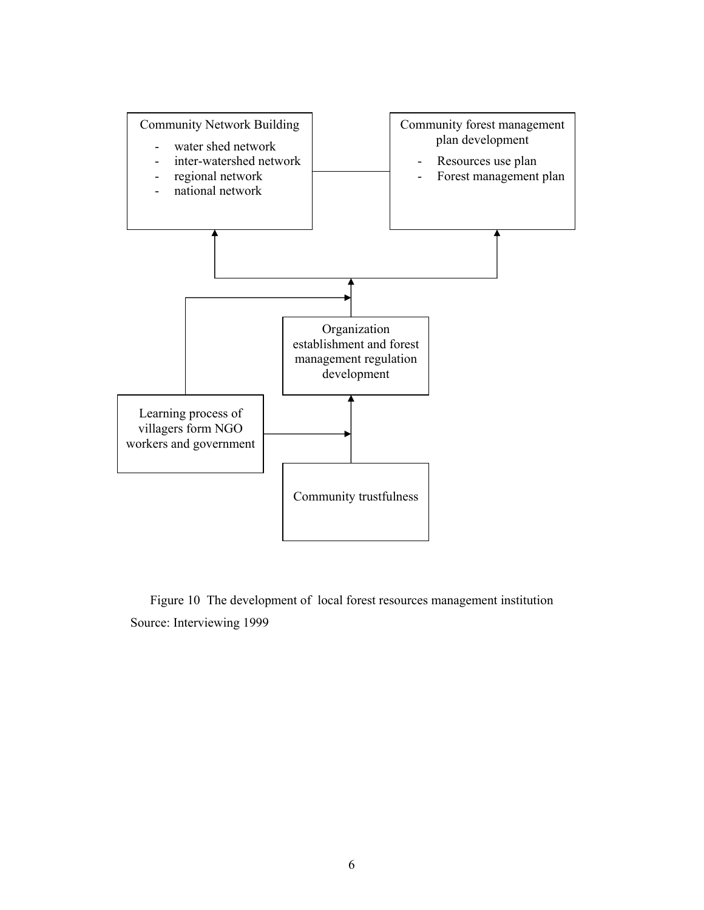Community Network Building

- water shed network
- inter-watershed network
- regional network
- national network

Community forest management plan development

- Resources use plan
- Forest management plan

Organization establishment and forest management regulation development

Learning process of villagers form NGO workers and government

Community trustfulness

Figure 10 The development of local forest resources management institution

Source: Interviewing 1999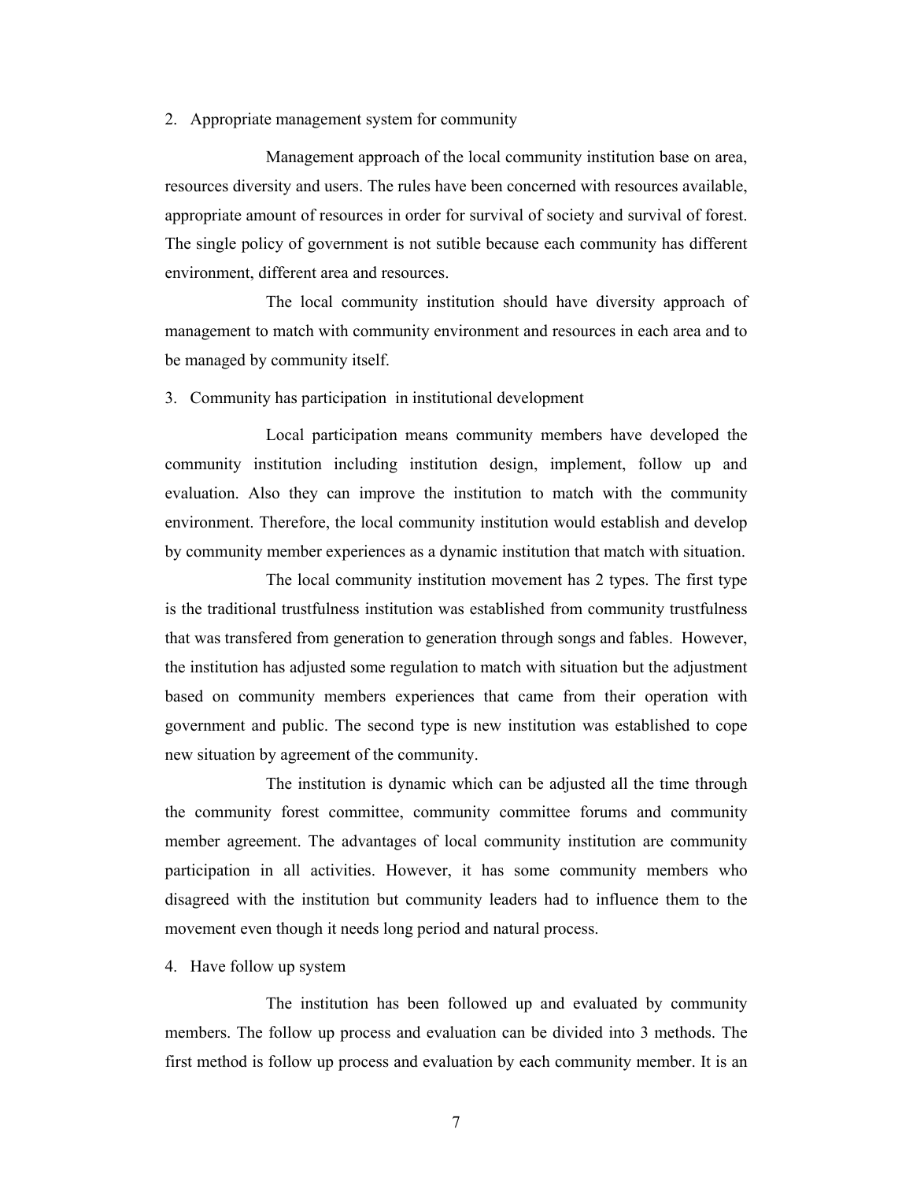2. Appropriate management system for community

Management approach of the local community institution base on area, resources diversity and users. The rules have been concerned with resources available, appropriate amount of resources in order for survival of society and survival of forest. The single policy of government is not sutible because each community has different environment, different area and resources.

The local community institution should have diversity approach of management to match with community environment and resources in each area and to be managed by community itself.

3. Community has participation in institutional development

Local participation means community members have developed the community institution including institution design, implement, follow up and evaluation. Also they can improve the institution to match with the community environment. Therefore, the local community institution would establish and develop by community member experiences as a dynamic institution that match with situation.

The local community institution movement has 2 types. The first type is the traditional trustfulness institution was established from community trustfulness that was transfered from generation to generation through songs and fables. However, the institution has adjusted some regulation to match with situation but the adjustment based on community members experiences that came from their operation with government and public. The second type is new institution was established to cope new situation by agreement of the community.

The institution is dynamic which can be adjusted all the time through the community forest committee, community committee forums and community member agreement. The advantages of local community institution are community participation in all activities. However, it has some community members who disagreed with the institution but community leaders had to influence them to the movement even though it needs long period and natural process.

4. Have follow up system

The institution has been followed up and evaluated by community members. The follow up process and evaluation can be divided into 3 methods. The first method is follow up process and evaluation by each community member. It is an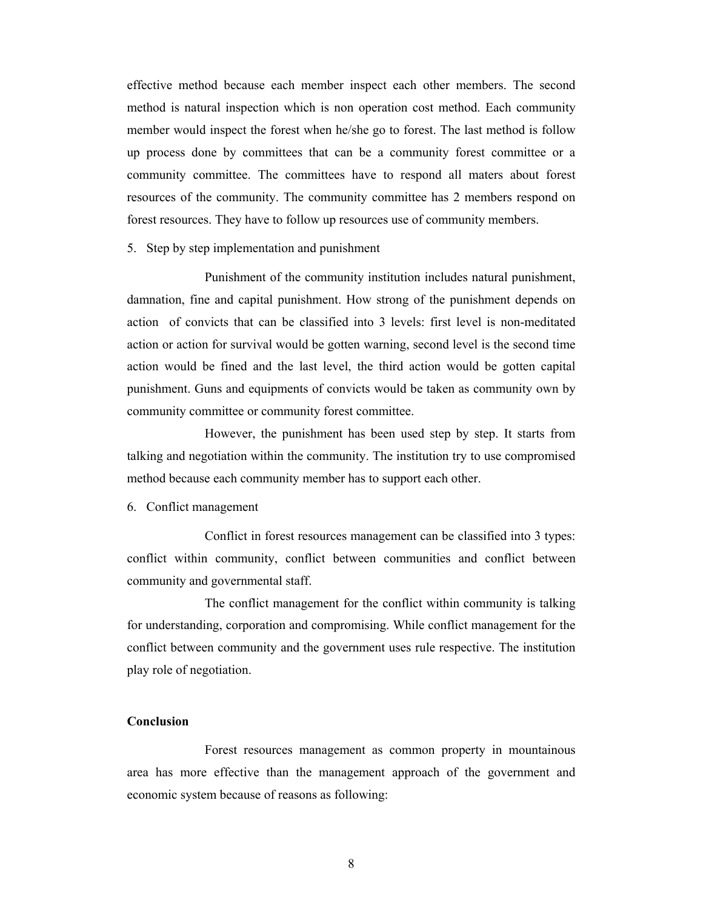effective method because each member inspect each other members. The second method is natural inspection which is non operation cost method. Each community member would inspect the forest when he/she go to forest. The last method is follow up process done by committees that can be a community forest committee or a community committee. The committees have to respond all maters about forest resources of the community. The community committee has 2 members respond on forest resources. They have to follow up resources use of community members.

5. Step by step implementation and punishment

Punishment of the community institution includes natural punishment, damnation, fine and capital punishment. How strong of the punishment depends on action of convicts that can be classified into 3 levels: first level is non-meditated action or action for survival would be gotten warning, second level is the second time action would be fined and the last level, the third action would be gotten capital punishment. Guns and equipments of convicts would be taken as community own by community committee or community forest committee.

However, the punishment has been used step by step. It starts from talking and negotiation within the community. The institution try to use compromised method because each community member has to support each other.

6. Conflict management

Conflict in forest resources management can be classified into 3 types: conflict within community, conflict between communities and conflict between community and governmental staff.

The conflict management for the conflict within community is talking for understanding, corporation and compromising. While conflict management for the conflict between community and the government uses rule respective. The institution play role of negotiation.

**Conclusion**

Forest resources management as common property in mountainous area has more effective than the management approach of the government and economic system because of reasons as following: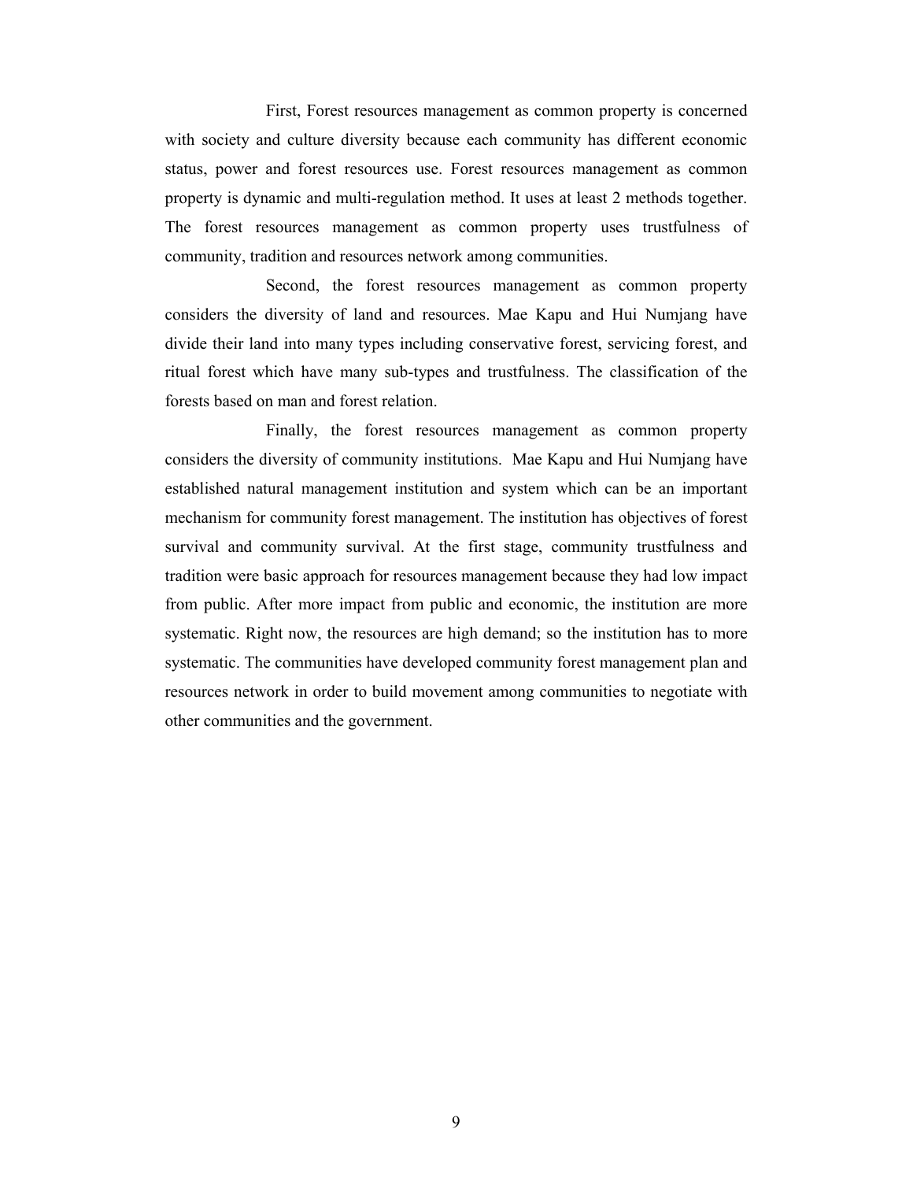First, Forest resources management as common property is concerned with society and culture diversity because each community has different economic status, power and forest resources use. Forest resources management as common property is dynamic and multi-regulation method. It uses at least 2 methods together. The forest resources management as common property uses trustfulness of community, tradition and resources network among communities.

Second, the forest resources management as common property considers the diversity of land and resources. Mae Kapu and Hui Numjang have divide their land into many types including conservative forest, servicing forest, and ritual forest which have many sub-types and trustfulness. The classification of the forests based on man and forest relation.

Finally, the forest resources management as common property considers the diversity of community institutions. Mae Kapu and Hui Numjang have established natural management institution and system which can be an important mechanism for community forest management. The institution has objectives of forest survival and community survival. At the first stage, community trustfulness and tradition were basic approach for resources management because they had low impact from public. After more impact from public and economic, the institution are more systematic. Right now, the resources are high demand; so the institution has to more systematic. The communities have developed community forest management plan and resources network in order to build movement among communities to negotiate with other communities and the government.